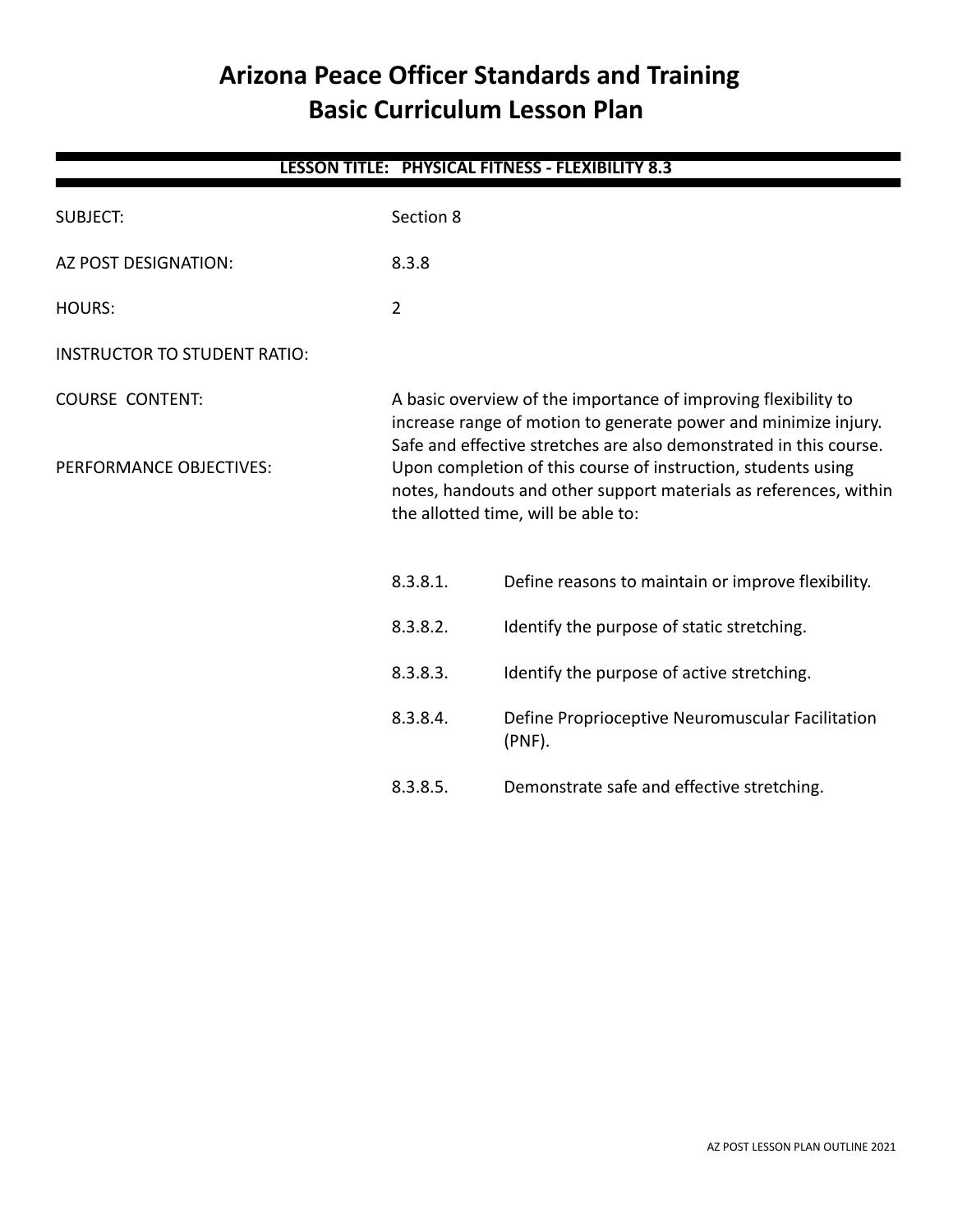# Arizona Peace Officer Standards and Training Basic Curriculum Lesson Plan

## LESSON TITLE: PHYSICAL FITNESS - FLEXIBILITY 8.3

| | |
|---|---|
| SUBJECT: | Section 8 |
| AZ POST DESIGNATION: | 8.3.8 |
| HOURS: | 2 |
| INSTRUCTOR TO STUDENT RATIO: | |
| COURSE CONTENT: | A basic overview of the importance of improving flexibility to increase range of motion to generate power and minimize injury. Safe and effective stretches are also demonstrated in this course. |
| PERFORMANCE OBJECTIVES: | Upon completion of this course of instruction, students using notes, handouts and other support materials as references, within the allotted time, will be able to: |

| | |
|---|---|
| 8.3.8.1. | Define reasons to maintain or improve flexibility. |
| 8.3.8.2. | Identify the purpose of static stretching. |
| 8.3.8.3. | Identify the purpose of active stretching. |
| 8.3.8.4. | Define Proprioceptive Neuromuscular Facilitation (PNF). |
| 8.3.8.5. | Demonstrate safe and effective stretching. |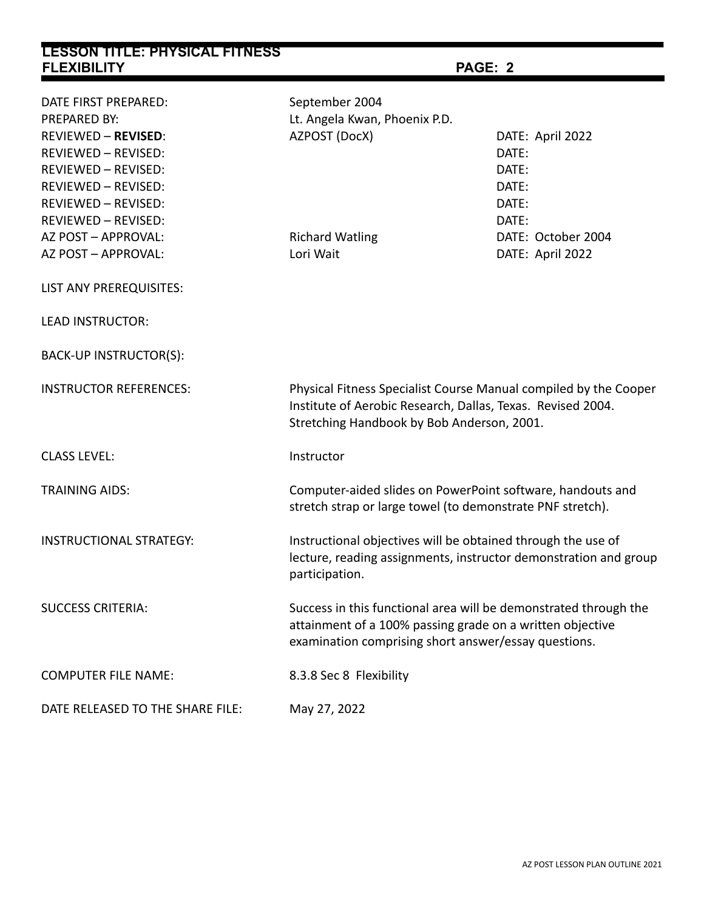**LESSON TITLE: PHYSICAL FITNESS FLEXIBILITY**

| | | |
|---|---|---|
| DATE FIRST PREPARED: | September 2004 | |
| PREPARED BY: | Lt. Angela Kwan, Phoenix P.D. | |
| REVIEWED – **REVISED**: | AZPOST (DocX) | DATE: April 2022 |
| REVIEWED – REVISED: | | DATE: |
| REVIEWED – REVISED: | | DATE: |
| REVIEWED – REVISED: | | DATE: |
| REVIEWED – REVISED: | | DATE: |
| REVIEWED – REVISED: | | DATE: |
| AZ POST – APPROVAL: | Richard Watling | DATE: October 2004 |
| AZ POST – APPROVAL: | Lori Wait | DATE: April 2022 |

LIST ANY PREREQUISITES:

LEAD INSTRUCTOR:

BACK-UP INSTRUCTOR(S):

INSTRUCTOR REFERENCES: Physical Fitness Specialist Course Manual compiled by the Cooper Institute of Aerobic Research, Dallas, Texas. Revised 2004. Stretching Handbook by Bob Anderson, 2001.

CLASS LEVEL: Instructor

TRAINING AIDS: Computer-aided slides on PowerPoint software, handouts and stretch strap or large towel (to demonstrate PNF stretch).

INSTRUCTIONAL STRATEGY: Instructional objectives will be obtained through the use of lecture, reading assignments, instructor demonstration and group participation.

SUCCESS CRITERIA: Success in this functional area will be demonstrated through the attainment of a 100% passing grade on a written objective examination comprising short answer/essay questions.

COMPUTER FILE NAME: 8.3.8 Sec 8 Flexibility

DATE RELEASED TO THE SHARE FILE: May 27, 2022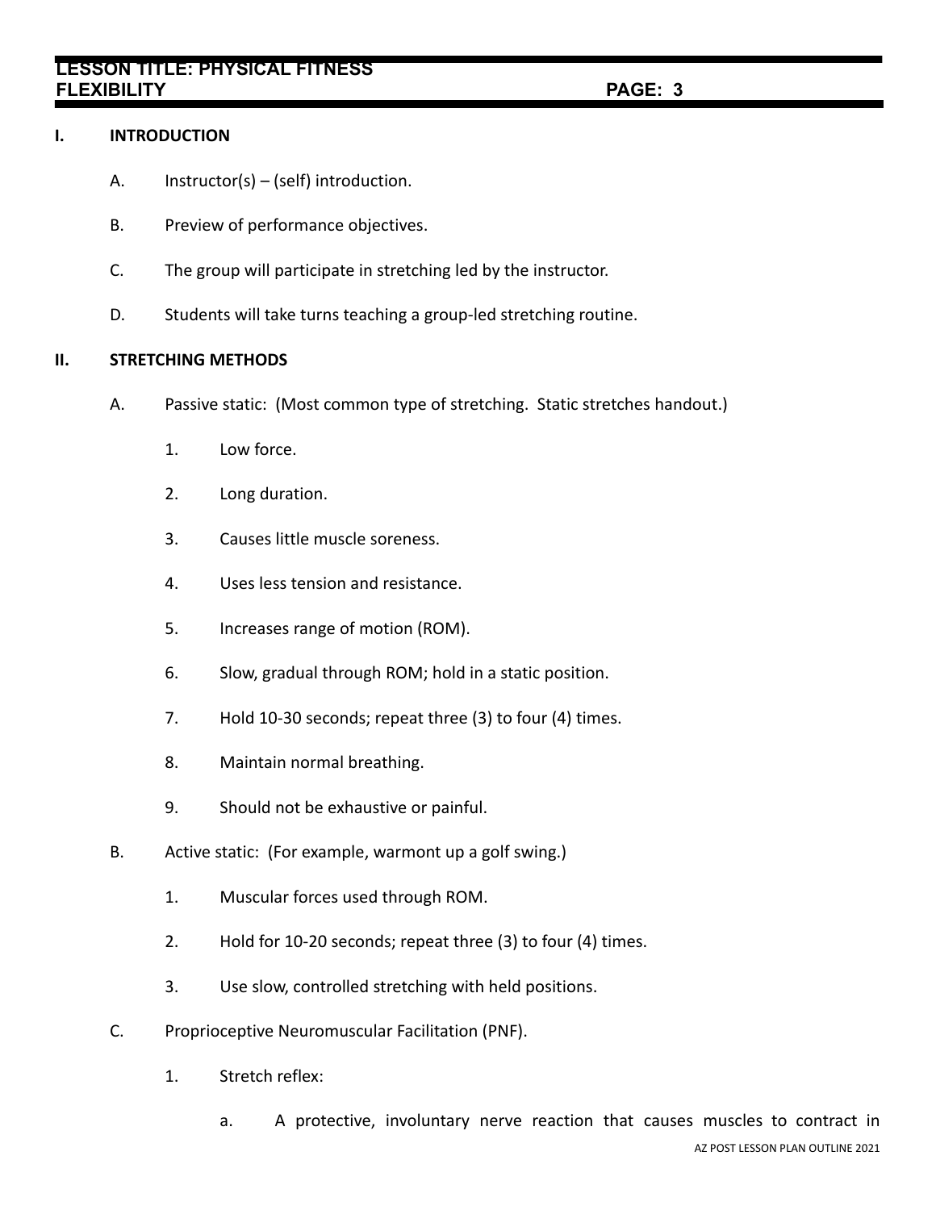## I. INTRODUCTION

A. Instructor(s) – (self) introduction.

B. Preview of performance objectives.

C. The group will participate in stretching led by the instructor.

D. Students will take turns teaching a group-led stretching routine.

## II. STRETCHING METHODS

A. Passive static: (Most common type of stretching. Static stretches handout.)

1. Low force.
2. Long duration.
3. Causes little muscle soreness.
4. Uses less tension and resistance.
5. Increases range of motion (ROM).
6. Slow, gradual through ROM; hold in a static position.
7. Hold 10-30 seconds; repeat three (3) to four (4) times.
8. Maintain normal breathing.
9. Should not be exhaustive or painful.

B. Active static: (For example, warmont up a golf swing.)

1. Muscular forces used through ROM.
2. Hold for 10-20 seconds; repeat three (3) to four (4) times.
3. Use slow, controlled stretching with held positions.

C. Proprioceptive Neuromuscular Facilitation (PNF).

1. Stretch reflex:

   a. A protective, involuntary nerve reaction that causes muscles to contract in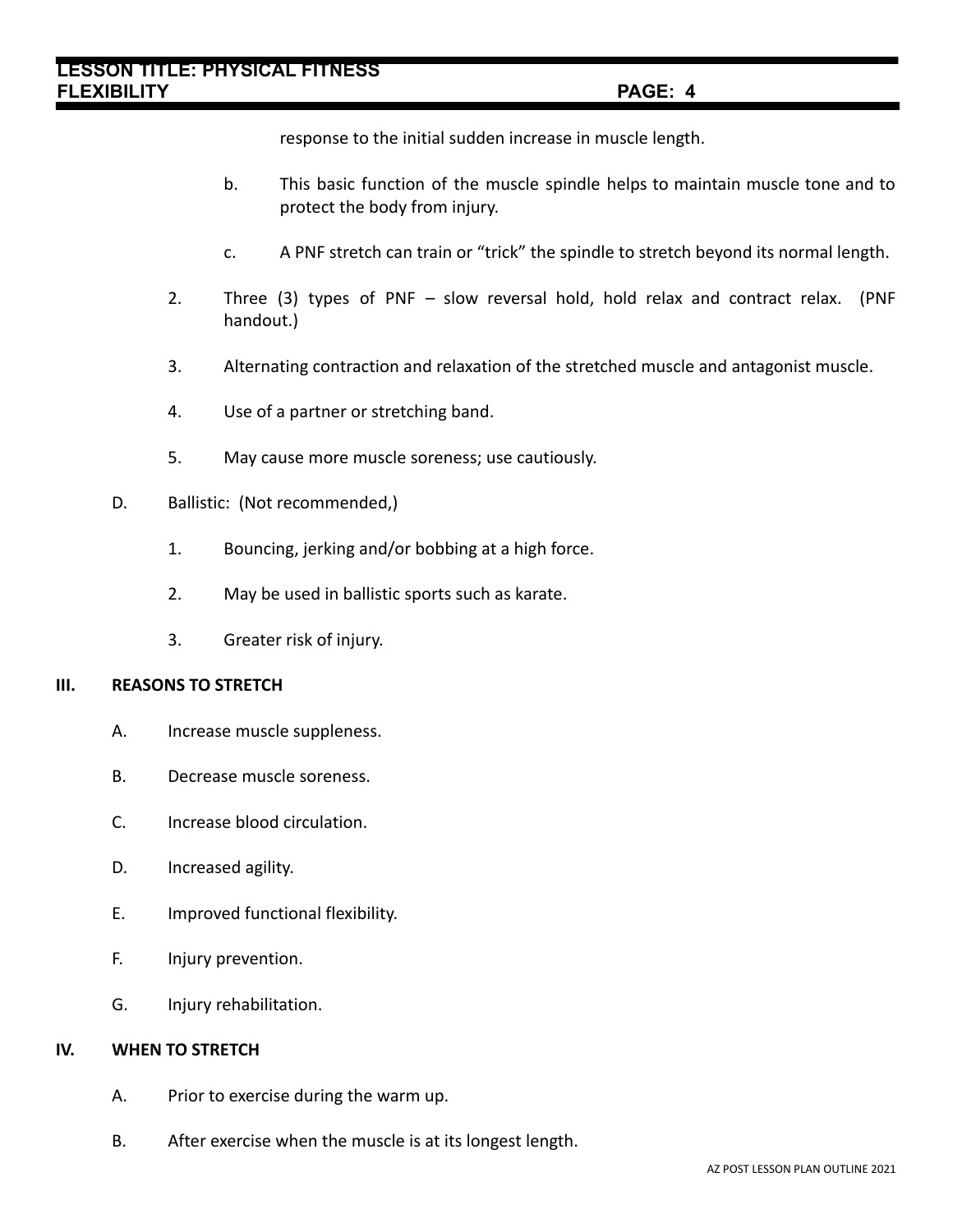response to the initial sudden increase in muscle length.

b. This basic function of the muscle spindle helps to maintain muscle tone and to protect the body from injury.

c. A PNF stretch can train or "trick" the spindle to stretch beyond its normal length.

2. Three (3) types of PNF – slow reversal hold, hold relax and contract relax. (PNF handout.)

3. Alternating contraction and relaxation of the stretched muscle and antagonist muscle.

4. Use of a partner or stretching band.

5. May cause more muscle soreness; use cautiously.

D. Ballistic: (Not recommended,)

1. Bouncing, jerking and/or bobbing at a high force.

2. May be used in ballistic sports such as karate.

3. Greater risk of injury.

## III. REASONS TO STRETCH

A. Increase muscle suppleness.

B. Decrease muscle soreness.

C. Increase blood circulation.

D. Increased agility.

E. Improved functional flexibility.

F. Injury prevention.

G. Injury rehabilitation.

## IV. WHEN TO STRETCH

A. Prior to exercise during the warm up.

B. After exercise when the muscle is at its longest length.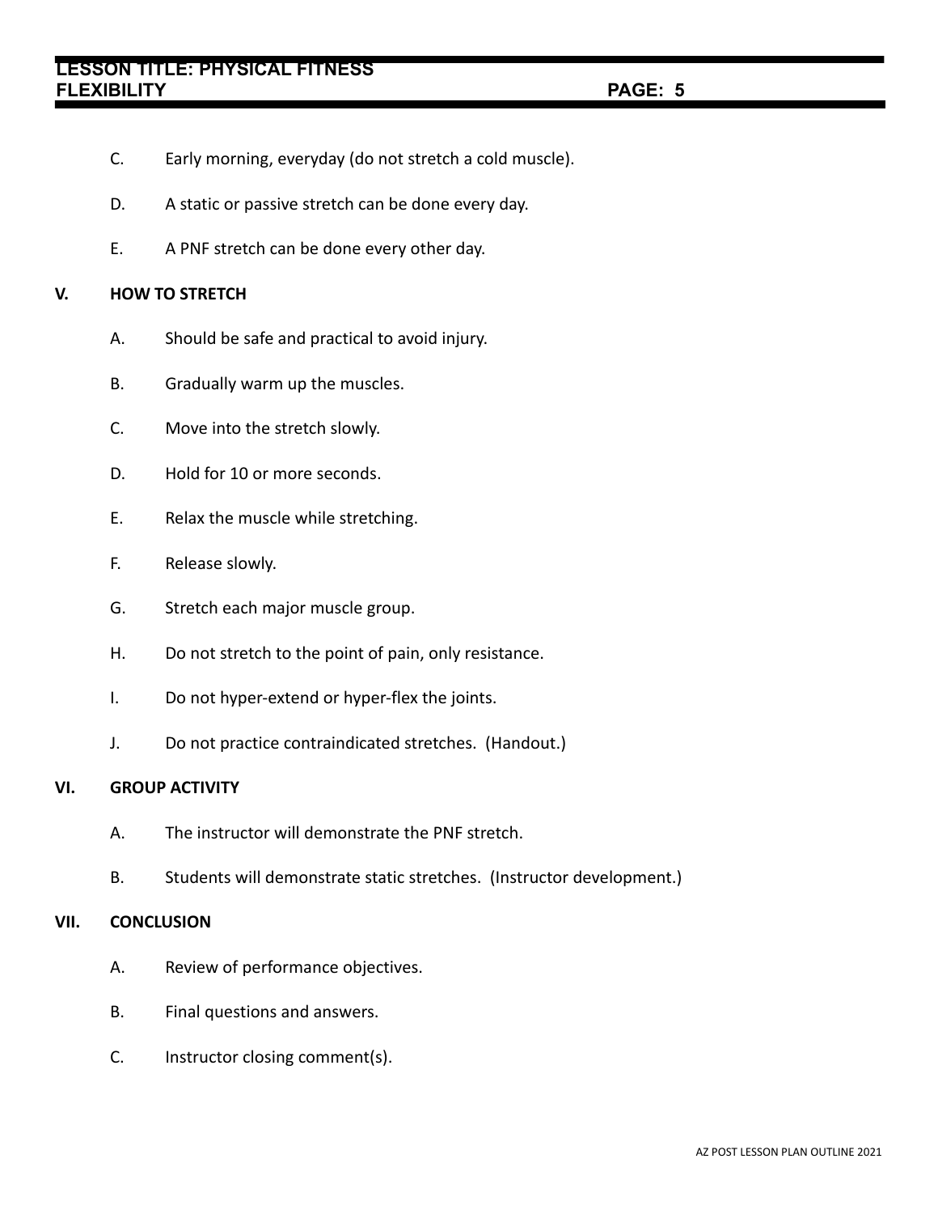C. Early morning, everyday (do not stretch a cold muscle).

D. A static or passive stretch can be done every day.

E. A PNF stretch can be done every other day.

## V. HOW TO STRETCH

A. Should be safe and practical to avoid injury.

B. Gradually warm up the muscles.

C. Move into the stretch slowly.

D. Hold for 10 or more seconds.

E. Relax the muscle while stretching.

F. Release slowly.

G. Stretch each major muscle group.

H. Do not stretch to the point of pain, only resistance.

I. Do not hyper-extend or hyper-flex the joints.

J. Do not practice contraindicated stretches. (Handout.)

## VI. GROUP ACTIVITY

A. The instructor will demonstrate the PNF stretch.

B. Students will demonstrate static stretches. (Instructor development.)

## VII. CONCLUSION

A. Review of performance objectives.

B. Final questions and answers.

C. Instructor closing comment(s).